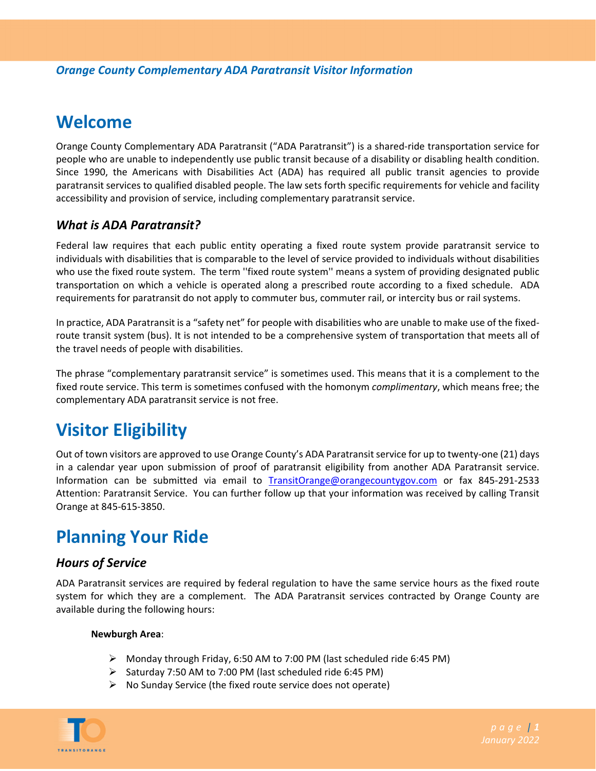*Orange County Complementary ADA Paratransit Visitor Information*

# Welcome

Orange County Complementary ADA Paratransit ("ADA Paratransit") is a shared-ride transportation service for people who are unable to independently use public transit because of a disability or disabling health condition. Since 1990, the Americans with Disabilities Act (ADA) has required all public transit agencies to provide paratransit services to qualified disabled people. The law sets forth specific requirements for vehicle and facility accessibility and provision of service, including complementary paratransit service.

## *What is ADA Paratransit?*

Federal law requires that each public entity operating a fixed route system provide paratransit service to individuals with disabilities that is comparable to the level of service provided to individuals without disabilities who use the fixed route system. The term ''fixed route system'' means a system of providing designated public transportation on which a vehicle is operated along a prescribed route according to a fixed schedule. ADA requirements for paratransit do not apply to commuter bus, commuter rail, or intercity bus or rail systems.

In practice, ADA Paratransit is a "safety net" for people with disabilities who are unable to make use of the fixed-route transit system (bus). It is not intended to be a comprehensive system of transportation that meets all of the travel needs of people with disabilities.

The phrase "complementary paratransit service" is sometimes used. This means that it is a complement to the fixed route service. This term is sometimes confused with the homonym *complimentary*, which means free; the complementary ADA paratransit service is not free.

# Visitor Eligibility

Out of town visitors are approved to use Orange County's ADA Paratransit service for up to twenty-one (21) days in a calendar year upon submission of proof of paratransit eligibility from another ADA Paratransit service. Information can be submitted via email to TransitOrange@orangecountygov.com or fax 845-291-2533 Attention: Paratransit Service. You can further follow up that your information was received by calling Transit Orange at 845-615-3850.

# Planning Your Ride

## *Hours of Service*

ADA Paratransit services are required by federal regulation to have the same service hours as the fixed route system for which they are a complement. The ADA Paratransit services contracted by Orange County are available during the following hours:

**Newburgh Area**:

- Monday through Friday, 6:50 AM to 7:00 PM (last scheduled ride 6:45 PM)
- Saturday 7:50 AM to 7:00 PM (last scheduled ride 6:45 PM)
- No Sunday Service (the fixed route service does not operate)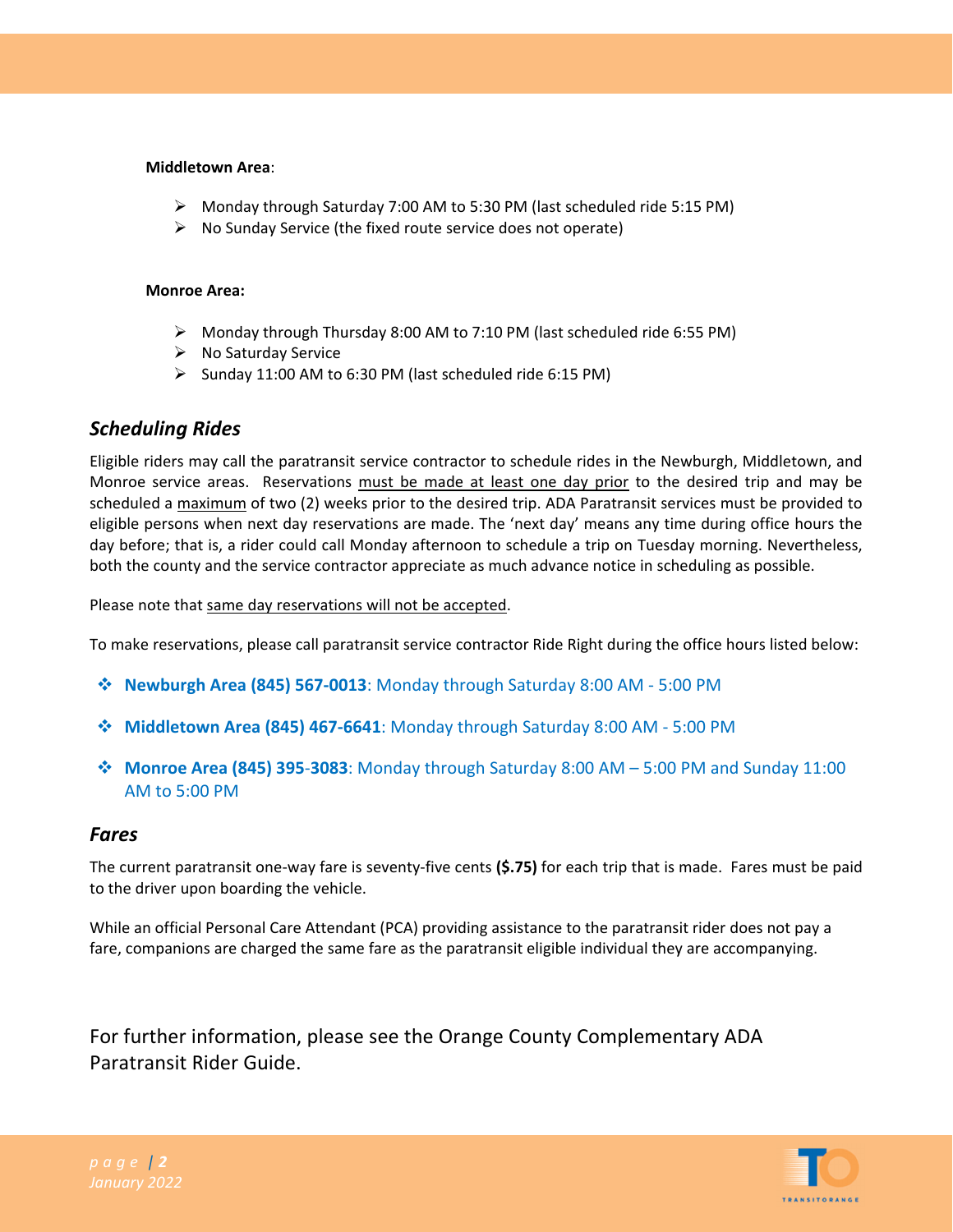**Middletown Area**:

- Monday through Saturday 7:00 AM to 5:30 PM (last scheduled ride 5:15 PM)
- No Sunday Service (the fixed route service does not operate)

**Monroe Area:**

- Monday through Thursday 8:00 AM to 7:10 PM (last scheduled ride 6:55 PM)
- No Saturday Service
- Sunday 11:00 AM to 6:30 PM (last scheduled ride 6:15 PM)

## *Scheduling Rides*

Eligible riders may call the paratransit service contractor to schedule rides in the Newburgh, Middletown, and Monroe service areas. Reservations must be made at least one day prior to the desired trip and may be scheduled a maximum of two (2) weeks prior to the desired trip. ADA Paratransit services must be provided to eligible persons when next day reservations are made. The 'next day' means any time during office hours the day before; that is, a rider could call Monday afternoon to schedule a trip on Tuesday morning. Nevertheless, both the county and the service contractor appreciate as much advance notice in scheduling as possible.

Please note that same day reservations will not be accepted.

To make reservations, please call paratransit service contractor Ride Right during the office hours listed below:

- **Newburgh Area (845) 567-0013**: Monday through Saturday 8:00 AM - 5:00 PM
- **Middletown Area (845) 467-6641**: Monday through Saturday 8:00 AM - 5:00 PM
- **Monroe Area (845) 395-3083**: Monday through Saturday 8:00 AM – 5:00 PM and Sunday 11:00 AM to 5:00 PM

## *Fares*

The current paratransit one-way fare is seventy-five cents **($.75)** for each trip that is made. Fares must be paid to the driver upon boarding the vehicle.

While an official Personal Care Attendant (PCA) providing assistance to the paratransit rider does not pay a fare, companions are charged the same fare as the paratransit eligible individual they are accompanying.

For further information, please see the Orange County Complementary ADA Paratransit Rider Guide.